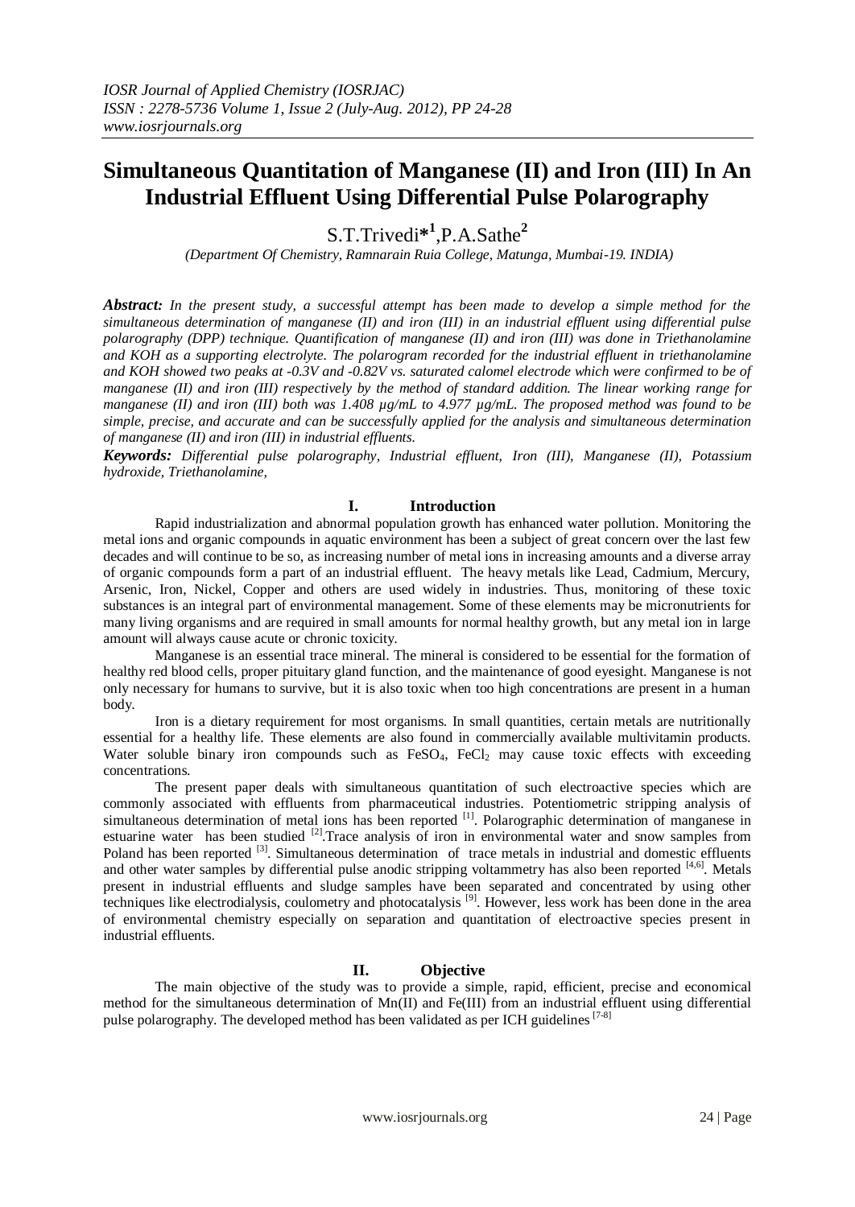# Simultaneous Quantitation of Manganese (II) and Iron (III) In An Industrial Effluent Using Differential Pulse Polarography

S.T.Trivedi*[1],P.A.Sathe[2]

*(Department Of Chemistry, Ramnarain Ruia College, Matunga, Mumbai-19. INDIA)*

***Abstract:*** *In the present study, a successful attempt has been made to develop a simple method for the simultaneous determination of manganese (II) and iron (III) in an industrial effluent using differential pulse polarography (DPP) technique. Quantification of manganese (II) and iron (III) was done in Triethanolamine and KOH as a supporting electrolyte. The polarogram recorded for the industrial effluent in triethanolamine and KOH showed two peaks at -0.3V and -0.82V vs. saturated calomel electrode which were confirmed to be of manganese (II) and iron (III) respectively by the method of standard addition. The linear working range for manganese (II) and iron (III) both was 1.408 µg/mL to 4.977 µg/mL. The proposed method was found to be simple, precise, and accurate and can be successfully applied for the analysis and simultaneous determination of manganese (II) and iron (III) in industrial effluents.*

***Keywords:*** *Differential pulse polarography, Industrial effluent, Iron (III), Manganese (II), Potassium hydroxide, Triethanolamine,*

## I. Introduction

Rapid industrialization and abnormal population growth has enhanced water pollution. Monitoring the metal ions and organic compounds in aquatic environment has been a subject of great concern over the last few decades and will continue to be so, as increasing number of metal ions in increasing amounts and a diverse array of organic compounds form a part of an industrial effluent. The heavy metals like Lead, Cadmium, Mercury, Arsenic, Iron, Nickel, Copper and others are used widely in industries. Thus, monitoring of these toxic substances is an integral part of environmental management. Some of these elements may be micronutrients for many living organisms and are required in small amounts for normal healthy growth, but any metal ion in large amount will always cause acute or chronic toxicity.

Manganese is an essential trace mineral. The mineral is considered to be essential for the formation of healthy red blood cells, proper pituitary gland function, and the maintenance of good eyesight. Manganese is not only necessary for humans to survive, but it is also toxic when too high concentrations are present in a human body.

Iron is a dietary requirement for most organisms. In small quantities, certain metals are nutritionally essential for a healthy life. These elements are also found in commercially available multivitamin products. Water soluble binary iron compounds such as $FeSO_4$, $FeCl_2$ may cause toxic effects with exceeding concentrations.

The present paper deals with simultaneous quantitation of such electroactive species which are commonly associated with effluents from pharmaceutical industries. Potentiometric stripping analysis of simultaneous determination of metal ions has been reported [1]. Polarographic determination of manganese in estuarine water has been studied [2].Trace analysis of iron in environmental water and snow samples from Poland has been reported [3]. Simultaneous determination of trace metals in industrial and domestic effluents and other water samples by differential pulse anodic stripping voltammetry has also been reported [4,6]. Metals present in industrial effluents and sludge samples have been separated and concentrated by using other techniques like electrodialysis, coulometry and photocatalysis [9]. However, less work has been done in the area of environmental chemistry especially on separation and quantitation of electroactive species present in industrial effluents.

## II. Objective

The main objective of the study was to provide a simple, rapid, efficient, precise and economical method for the simultaneous determination of Mn(II) and Fe(III) from an industrial effluent using differential pulse polarography. The developed method has been validated as per ICH guidelines [7-8]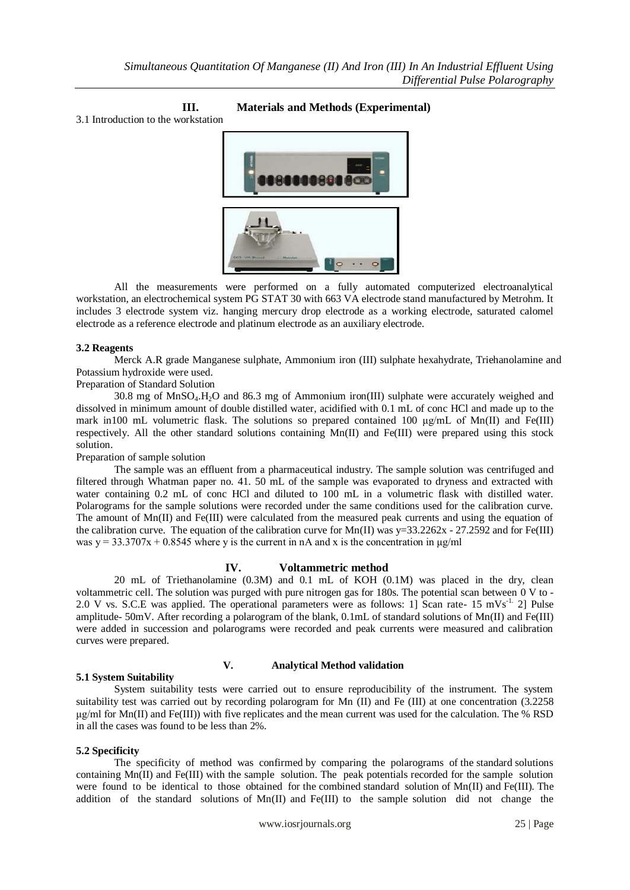## III. Materials and Methods (Experimental)

3.1 Introduction to the workstation

All the measurements were performed on a fully automated computerized electroanalytical workstation, an electrochemical system PG STAT 30 with 663 VA electrode stand manufactured by Metrohm. It includes 3 electrode system viz. hanging mercury drop electrode as a working electrode, saturated calomel electrode as a reference electrode and platinum electrode as an auxiliary electrode.

### 3.2 Reagents

Merck A.R grade Manganese sulphate, Ammonium iron (III) sulphate hexahydrate, Triehanolamine and Potassium hydroxide were used.

Preparation of Standard Solution

30.8 mg of $MnSO_4.H_2O$ and 86.3 mg of Ammonium iron(III) sulphate were accurately weighed and dissolved in minimum amount of double distilled water, acidified with 0.1 mL of conc HCl and made up to the mark in100 mL volumetric flask. The solutions so prepared contained 100 μg/mL of Mn(II) and Fe(III) respectively. All the other standard solutions containing Mn(II) and Fe(III) were prepared using this stock solution.

Preparation of sample solution

The sample was an effluent from a pharmaceutical industry. The sample solution was centrifuged and filtered through Whatman paper no. 41. 50 mL of the sample was evaporated to dryness and extracted with water containing 0.2 mL of conc HCl and diluted to 100 mL in a volumetric flask with distilled water. Polarograms for the sample solutions were recorded under the same conditions used for the calibration curve. The amount of Mn(II) and Fe(III) were calculated from the measured peak currents and using the equation of the calibration curve. The equation of the calibration curve for Mn(II) was $y=33.2262x - 27.2592$ and for Fe(III) was $y = 33.3707x + 0.8545$ where y is the current in nA and x is the concentration in μg/ml

## IV. Voltammetric method

20 mL of Triethanolamine (0.3M) and 0.1 mL of KOH (0.1M) was placed in the dry, clean voltammetric cell. The solution was purged with pure nitrogen gas for 180s. The potential scan between 0 V to -2.0 V vs. S.C.E was applied. The operational parameters were as follows: 1] Scan rate- 15 $mVs^{-1}$. 2] Pulse amplitude- 50mV. After recording a polarogram of the blank, 0.1mL of standard solutions of Mn(II) and Fe(III) were added in succession and polarograms were recorded and peak currents were measured and calibration curves were prepared.

## V. Analytical Method validation

### 5.1 System Suitability

System suitability tests were carried out to ensure reproducibility of the instrument. The system suitability test was carried out by recording polarogram for Mn (II) and Fe (III) at one concentration (3.2258 μg/ml for Mn(II) and Fe(III)) with five replicates and the mean current was used for the calculation. The % RSD in all the cases was found to be less than 2%.

### 5.2 Specificity

The specificity of method was confirmed by comparing the polarograms of the standard solutions containing Mn(II) and Fe(III) with the sample solution. The peak potentials recorded for the sample solution were found to be identical to those obtained for the combined standard solution of Mn(II) and Fe(III). The addition of the standard solutions of Mn(II) and Fe(III) to the sample solution did not change the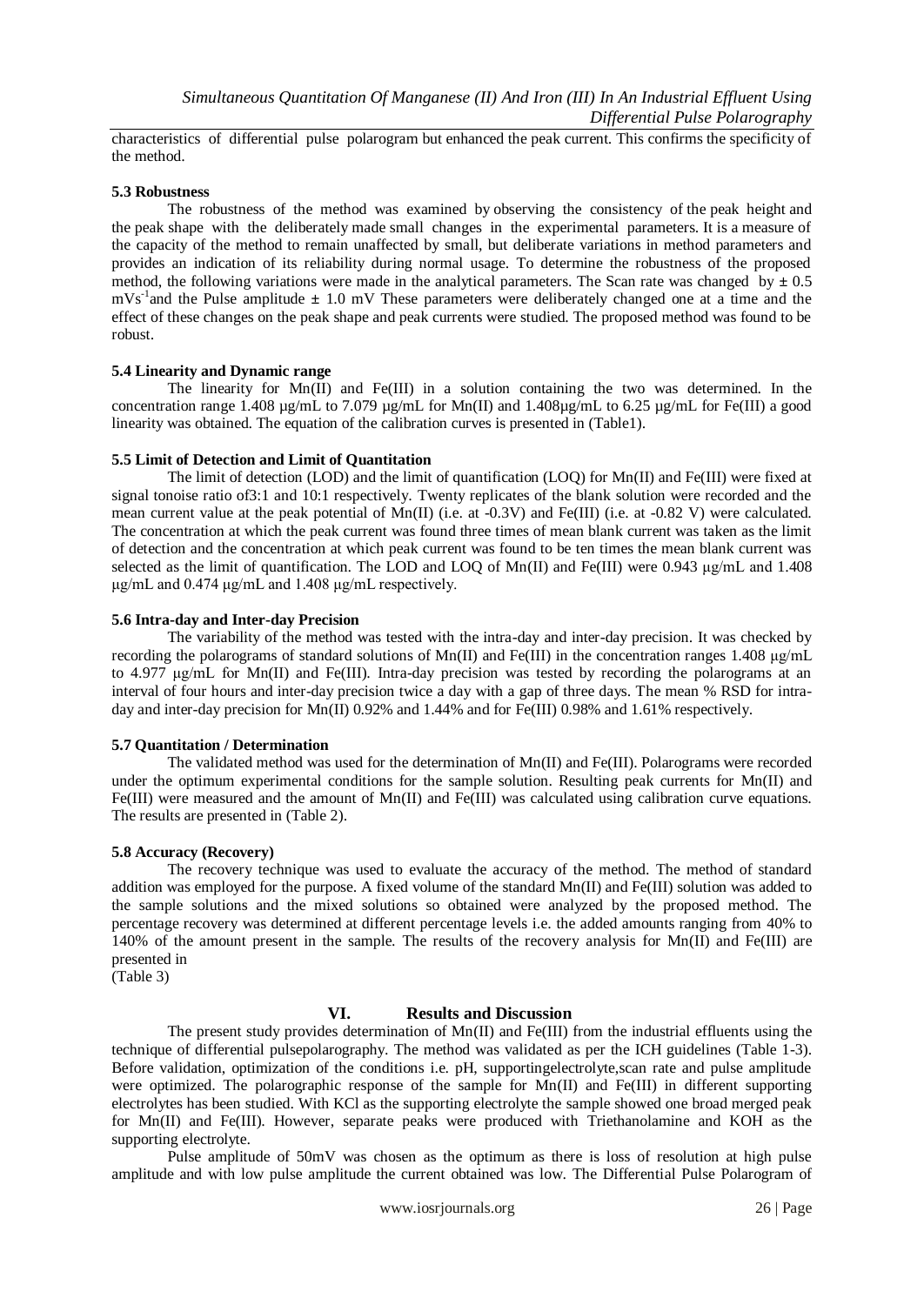characteristics of differential pulse polarogram but enhanced the peak current. This confirms the specificity of the method.

### 5.3 Robustness

The robustness of the method was examined by observing the consistency of the peak height and the peak shape with the deliberately made small changes in the experimental parameters. It is a measure of the capacity of the method to remain unaffected by small, but deliberate variations in method parameters and provides an indication of its reliability during normal usage. To determine the robustness of the proposed method, the following variations were made in the analytical parameters. The Scan rate was changed by ± 0.5 $mVs^{-1}$and the Pulse amplitude ± 1.0 mV These parameters were deliberately changed one at a time and the effect of these changes on the peak shape and peak currents were studied. The proposed method was found to be robust.

### 5.4 Linearity and Dynamic range

The linearity for Mn(II) and Fe(III) in a solution containing the two was determined. In the concentration range 1.408 µg/mL to 7.079 µg/mL for Mn(II) and 1.408µg/mL to 6.25 µg/mL for Fe(III) a good linearity was obtained. The equation of the calibration curves is presented in (Table1).

### 5.5 Limit of Detection and Limit of Quantitation

The limit of detection (LOD) and the limit of quantification (LOQ) for Mn(II) and Fe(III) were fixed at signal tonoise ratio of3:1 and 10:1 respectively. Twenty replicates of the blank solution were recorded and the mean current value at the peak potential of Mn(II) (i.e. at -0.3V) and Fe(III) (i.e. at -0.82 V) were calculated. The concentration at which the peak current was found three times of mean blank current was taken as the limit of detection and the concentration at which peak current was found to be ten times the mean blank current was selected as the limit of quantification. The LOD and LOQ of Mn(II) and Fe(III) were 0.943 µg/mL and 1.408 µg/mL and 0.474 µg/mL and 1.408 µg/mL respectively.

### 5.6 Intra-day and Inter-day Precision

The variability of the method was tested with the intra-day and inter-day precision. It was checked by recording the polarograms of standard solutions of Mn(II) and Fe(III) in the concentration ranges 1.408 µg/mL to 4.977 µg/mL for Mn(II) and Fe(III). Intra-day precision was tested by recording the polarograms at an interval of four hours and inter-day precision twice a day with a gap of three days. The mean % RSD for intra-day and inter-day precision for Mn(II) 0.92% and 1.44% and for Fe(III) 0.98% and 1.61% respectively.

### 5.7 Quantitation / Determination

The validated method was used for the determination of Mn(II) and Fe(III). Polarograms were recorded under the optimum experimental conditions for the sample solution. Resulting peak currents for Mn(II) and Fe(III) were measured and the amount of Mn(II) and Fe(III) was calculated using calibration curve equations. The results are presented in (Table 2).

### 5.8 Accuracy (Recovery)

The recovery technique was used to evaluate the accuracy of the method. The method of standard addition was employed for the purpose. A fixed volume of the standard Mn(II) and Fe(III) solution was added to the sample solutions and the mixed solutions so obtained were analyzed by the proposed method. The percentage recovery was determined at different percentage levels i.e. the added amounts ranging from 40% to 140% of the amount present in the sample. The results of the recovery analysis for Mn(II) and Fe(III) are presented in
(Table 3)

## VI. Results and Discussion

The present study provides determination of Mn(II) and Fe(III) from the industrial effluents using the technique of differential pulsepolarography. The method was validated as per the ICH guidelines (Table 1-3). Before validation, optimization of the conditions i.e. pH, supportingelectrolyte,scan rate and pulse amplitude were optimized. The polarographic response of the sample for Mn(II) and Fe(III) in different supporting electrolytes has been studied. With KCl as the supporting electrolyte the sample showed one broad merged peak for Mn(II) and Fe(III). However, separate peaks were produced with Triethanolamine and KOH as the supporting electrolyte.

Pulse amplitude of 50mV was chosen as the optimum as there is loss of resolution at high pulse amplitude and with low pulse amplitude the current obtained was low. The Differential Pulse Polarogram of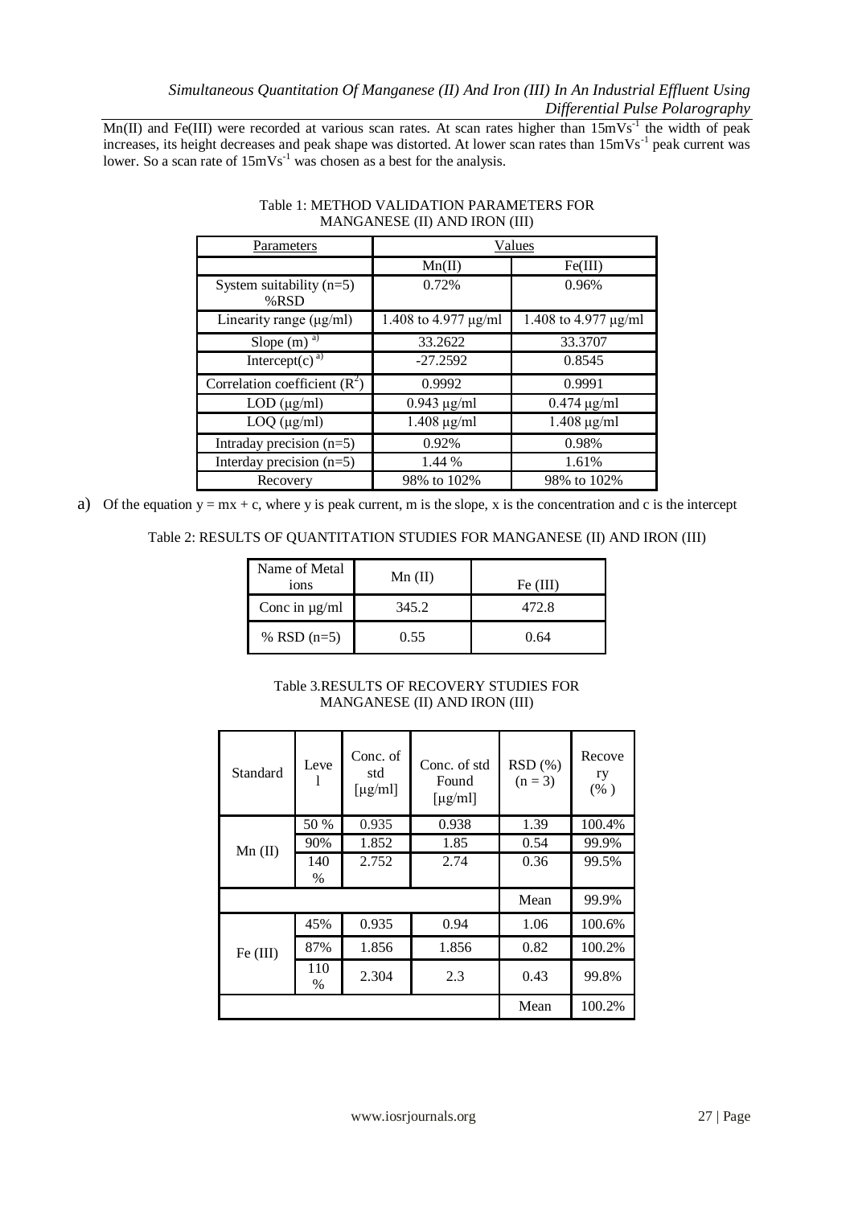Mn(II) and Fe(III) were recorded at various scan rates. At scan rates higher than $15mVs^{-1}$ the width of peak increases, its height decreases and peak shape was distorted. At lower scan rates than $15mVs^{-1}$ peak current was lower. So a scan rate of $15mVs^{-1}$ was chosen as a best for the analysis.

Table 1: METHOD VALIDATION PARAMETERS FOR MANGANESE (II) AND IRON (III)

| Parameters | Values | |
|---|---|---|
| | Mn(II) | Fe(III) |
| System suitability (n=5) %RSD | 0.72% | 0.96% |
| Linearity range (μg/ml) | 1.408 to 4.977 μg/ml | 1.408 to 4.977 μg/ml |
| Slope (m) [a)] | 33.2622 | 33.3707 |
| Intercept(c) [a)] | -27.2592 | 0.8545 |
| Correlation coefficient ($R^2$) | 0.9992 | 0.9991 |
| LOD (μg/ml) | 0.943 μg/ml | 0.474 μg/ml |
| LOQ (μg/ml) | 1.408 μg/ml | 1.408 μg/ml |
| Intraday precision (n=5) | 0.92% | 0.98% |
| Interday precision (n=5) | 1.44 % | 1.61% |
| Recovery | 98% to 102% | 98% to 102% |

a) Of the equation $y = mx + c$, where y is peak current, m is the slope, x is the concentration and c is the intercept

Table 2: RESULTS OF QUANTITATION STUDIES FOR MANGANESE (II) AND IRON (III)

| Name of Metal ions | Mn (II) | Fe (III) |
|---|---|---|
| Conc in μg/ml | 345.2 | 472.8 |
| % RSD (n=5) | 0.55 | 0.64 |

Table 3.RESULTS OF RECOVERY STUDIES FOR MANGANESE (II) AND IRON (III)

| Standard | Level | Conc. of std [μg/ml] | Conc. of std Found [μg/ml] | RSD (%) (n = 3) | Recovery (% ) |
|---|---|---|---|---|---|
| Mn (II) | 50 % | 0.935 | 0.938 | 1.39 | 100.4% |
| | 90% | 1.852 | 1.85 | 0.54 | 99.9% |
| | 140 % | 2.752 | 2.74 | 0.36 | 99.5% |
| | | | | Mean | 99.9% |
| Fe (III) | 45% | 0.935 | 0.94 | 1.06 | 100.6% |
| | 87% | 1.856 | 1.856 | 0.82 | 100.2% |
| | 110 % | 2.304 | 2.3 | 0.43 | 99.8% |
| | | | | Mean | 100.2% |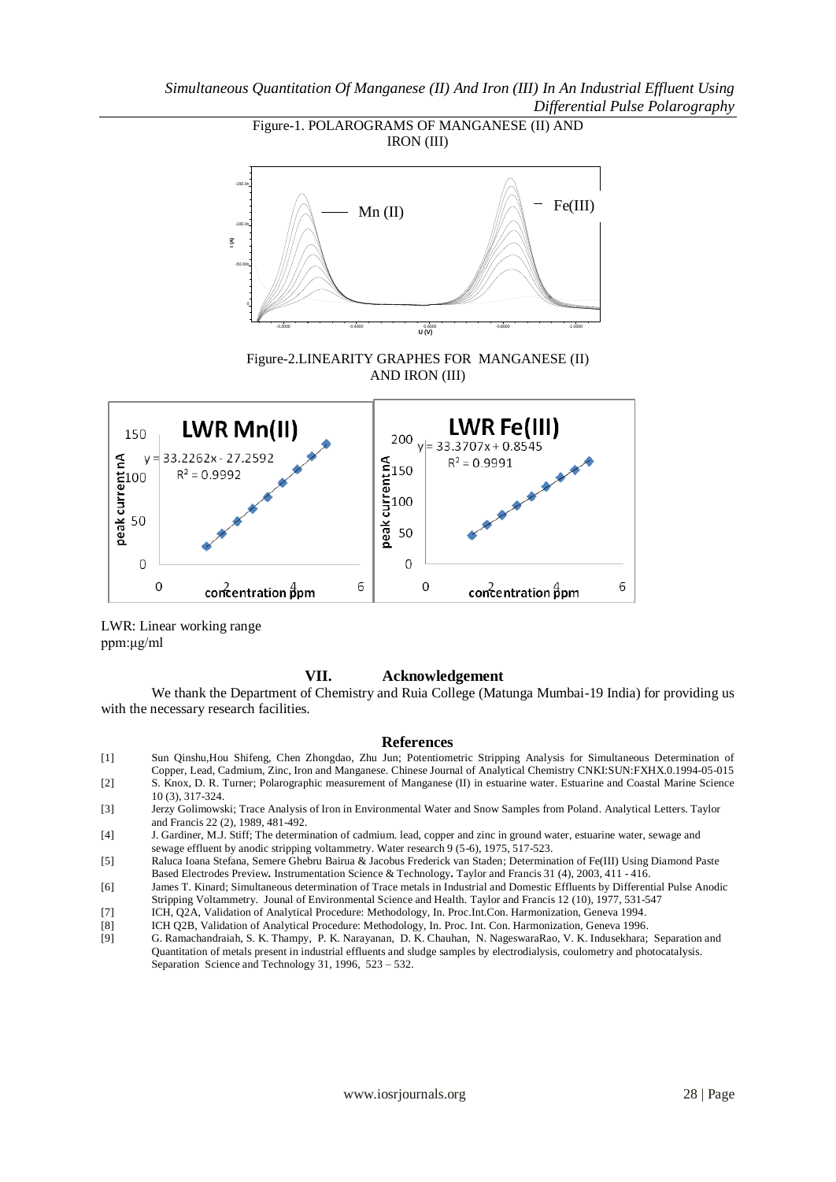Figure-1. POLAROGRAMS OF MANGANESE (II) AND IRON (III)

Mn (II)

Fe(III)

I (A)

-150.0n

-100.0n

-50.00n

0

U (V)

-0.2000

-0.4000

-0.6000

-0.8000

-1.0000

Figure-2.LINEARITY GRAPHES FOR MANGANESE (II) AND IRON (III)

LWR Mn(II)

$y = 33.2262x - 27.2592$

$R^2 = 0.9992$

peak current nA

0

50

100

150

concentration ppm

0

2

4

6

LWR Fe(III)

$y = 33.3707x + 0.8545$

$R^2 = 0.9991$

peak current nA

0

50

100

150

200

concentration ppm

0

2

4

6

LWR: Linear working range

ppm:µg/ml

## VII. Acknowledgement

We thank the Department of Chemistry and Ruia College (Matunga Mumbai-19 India) for providing us with the necessary research facilities.

## References

[1] Sun Qinshu,Hou Shifeng, Chen Zhongdao, Zhu Jun; Potentiometric Stripping Analysis for Simultaneous Determination of Copper, Lead, Cadmium, Zinc, Iron and Manganese. Chinese Journal of Analytical Chemistry CNKI:SUN:FXHX.0.1994-05-015

[2] S. Knox, D. R. Turner; Polarographic measurement of Manganese (II) in estuarine water. Estuarine and Coastal Marine Science 10 (3), 317-324.

[3] Jerzy Golimowski; Trace Analysis of Iron in Environmental Water and Snow Samples from Poland. Analytical Letters. Taylor and Francis 22 (2), 1989, 481-492.

[4] J. Gardiner, M.J. Stiff; The determination of cadmium. lead, copper and zinc in ground water, estuarine water, sewage and sewage effluent by anodic stripping voltammetry. Water research 9 (5-6), 1975, 517-523.

[5] Raluca Ioana Stefana, Semere Ghebru Bairua & Jacobus Frederick van Staden; Determination of Fe(III) Using Diamond Paste Based Electrodes Preview**.** Instrumentation Science & Technology**.** Taylor and Francis 31 (4), 2003, 411 - 416.

[6] James T. Kinard; Simultaneous determination of Trace metals in Industrial and Domestic Effluents by Differential Pulse Anodic Stripping Voltammetry. Jounal of Environmental Science and Health. Taylor and Francis 12 (10), 1977, 531-547

[7] ICH, Q2A, Validation of Analytical Procedure: Methodology, In. Proc.Int.Con. Harmonization, Geneva 1994.

[8] ICH Q2B, Validation of Analytical Procedure: Methodology, In. Proc. Int. Con. Harmonization, Geneva 1996.

[9] G. Ramachandraiah, S. K. Thampy, P. K. Narayanan, D. K. Chauhan, N. NageswaraRao, V. K. Indusekhara; Separation and Quantitation of metals present in industrial effluents and sludge samples by electrodialysis, coulometry and photocatalysis. Separation Science and Technology 31, 1996, 523 – 532.